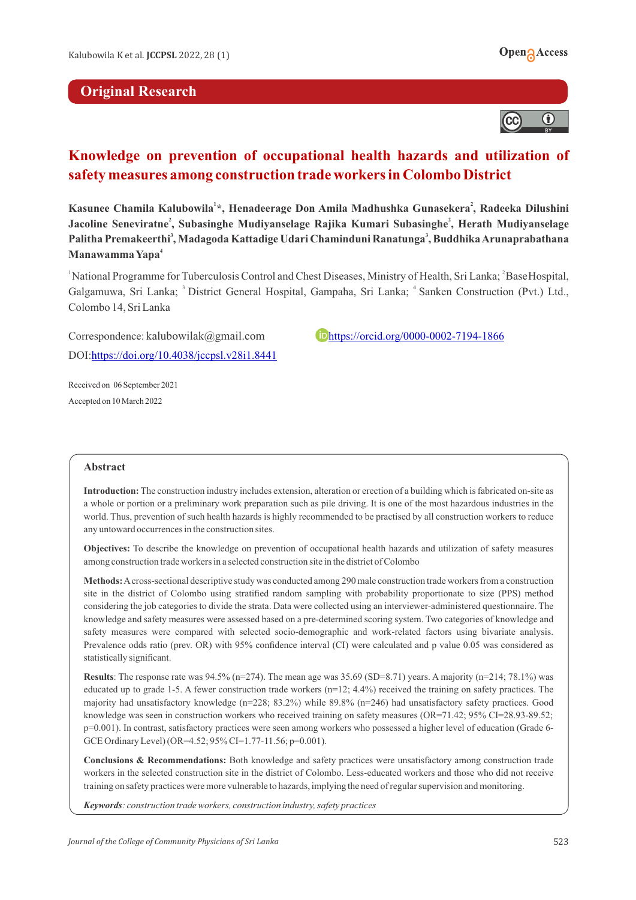Original Research

# Knowledge on prevention of occupational health hazards and utilization of safety measures among construction trade workers in Colombo District

**Kasunee Chamila Kalubowila[1]\*, Henadeerage Don Amila Madhushka Gunasekera[2], Radeeka Dilushini Jacoline Seneviratne[2], Subasinghe Mudiyanselage Rajika Kumari Subasinghe[2], Herath Mudiyanselage Palitha Premakeerthi[3], Madagoda Kattadige Udari Chaminduni Ranatunga[3], Buddhika Arunaprabathana Manawamma Yapa[4]**

[1]National Programme for Tuberculosis Control and Chest Diseases, Ministry of Health, Sri Lanka; [2]Base Hospital, Galgamuwa, Sri Lanka; [3] District General Hospital, Gampaha, Sri Lanka; [4] Sanken Construction (Pvt.) Ltd., Colombo 14, Sri Lanka

Correspondence: kalubowilak@gmail.com https://orcid.org/0000-0002-7194-1866

DOI: https://doi.org/10.4038/jccpsl.v28i1.8441

Received on 06 September 2021

Accepted on 10 March 2022

## Abstract

**Introduction:** The construction industry includes extension, alteration or erection of a building which is fabricated on-site as a whole or portion or a preliminary work preparation such as pile driving. It is one of the most hazardous industries in the world. Thus, prevention of such health hazards is highly recommended to be practised by all construction workers to reduce any untoward occurrences in the construction sites.

**Objectives:** To describe the knowledge on prevention of occupational health hazards and utilization of safety measures among construction trade workers in a selected construction site in the district of Colombo

**Methods:** A cross-sectional descriptive study was conducted among 290 male construction trade workers from a construction site in the district of Colombo using stratified random sampling with probability proportionate to size (PPS) method considering the job categories to divide the strata. Data were collected using an interviewer-administered questionnaire. The knowledge and safety measures were assessed based on a pre-determined scoring system. Two categories of knowledge and safety measures were compared with selected socio-demographic and work-related factors using bivariate analysis. Prevalence odds ratio (prev. OR) with 95% confidence interval (CI) were calculated and p value 0.05 was considered as statistically significant.

**Results**: The response rate was 94.5% (n=274). The mean age was 35.69 (SD=8.71) years. A majority (n=214; 78.1%) was educated up to grade 1-5. A fewer construction trade workers (n=12; 4.4%) received the training on safety practices. The majority had unsatisfactory knowledge (n=228; 83.2%) while 89.8% (n=246) had unsatisfactory safety practices. Good knowledge was seen in construction workers who received training on safety measures (OR=71.42; 95% CI=28.93-89.52; p=0.001). In contrast, satisfactory practices were seen among workers who possessed a higher level of education (Grade 6-GCE Ordinary Level) (OR=4.52; 95% CI=1.77-11.56; p=0.001).

**Conclusions & Recommendations:** Both knowledge and safety practices were unsatisfactory among construction trade workers in the selected construction site in the district of Colombo. Less-educated workers and those who did not receive training on safety practices were more vulnerable to hazards, implying the need of regular supervision and monitoring.

***Keywords****: construction trade workers, construction industry, safety practices*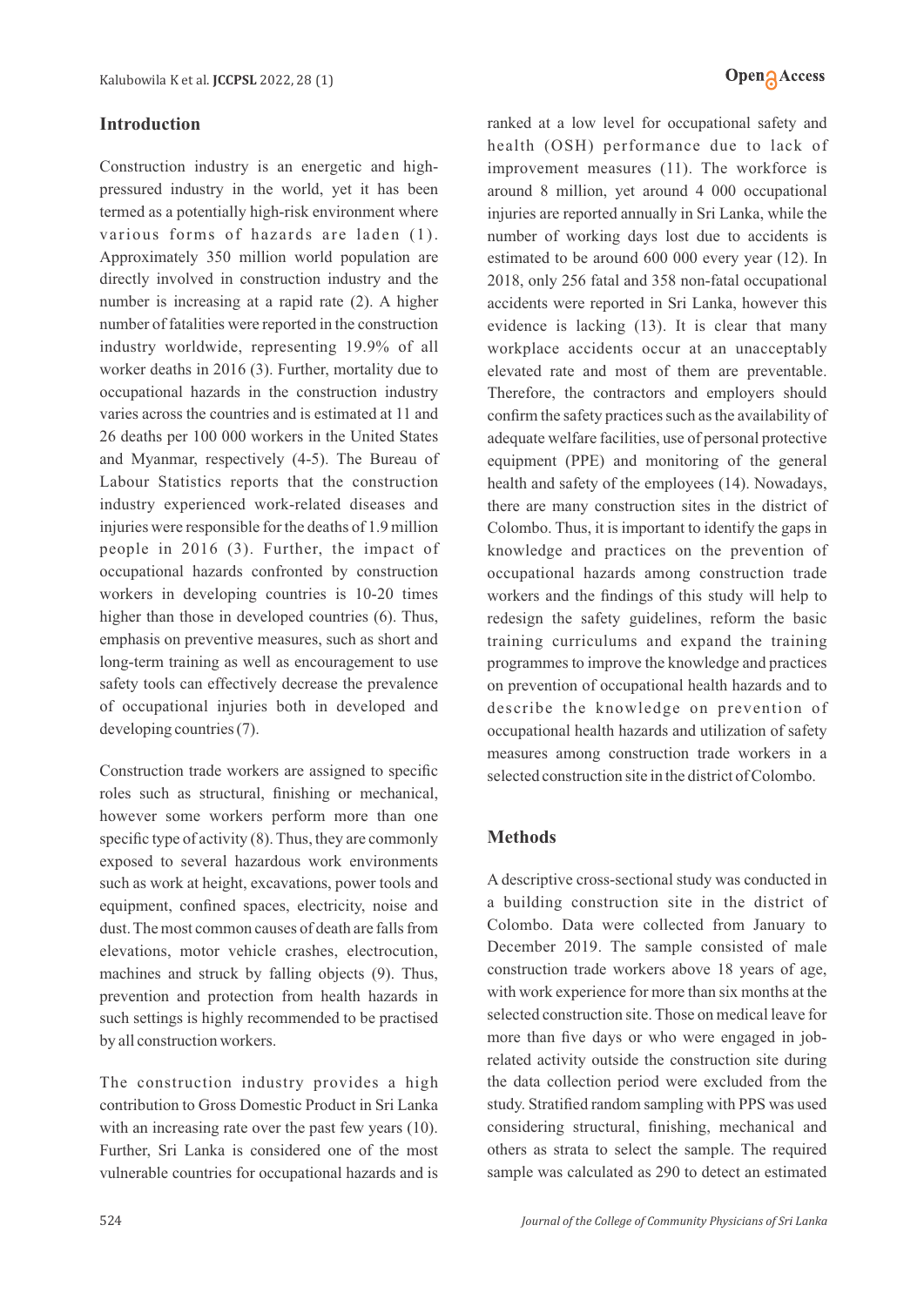## Introduction

Construction industry is an energetic and high-pressured industry in the world, yet it has been termed as a potentially high-risk environment where various forms of hazards are laden (1). Approximately 350 million world population are directly involved in construction industry and the number is increasing at a rapid rate (2). A higher number of fatalities were reported in the construction industry worldwide, representing 19.9% of all worker deaths in 2016 (3). Further, mortality due to occupational hazards in the construction industry varies across the countries and is estimated at 11 and 26 deaths per 100 000 workers in the United States and Myanmar, respectively (4-5). The Bureau of Labour Statistics reports that the construction industry experienced work-related diseases and injuries were responsible for the deaths of 1.9 million people in 2016 (3). Further, the impact of occupational hazards confronted by construction workers in developing countries is 10-20 times higher than those in developed countries (6). Thus, emphasis on preventive measures, such as short and long-term training as well as encouragement to use safety tools can effectively decrease the prevalence of occupational injuries both in developed and developing countries (7).

Construction trade workers are assigned to specific roles such as structural, finishing or mechanical, however some workers perform more than one specific type of activity (8). Thus, they are commonly exposed to several hazardous work environments such as work at height, excavations, power tools and equipment, confined spaces, electricity, noise and dust. The most common causes of death are falls from elevations, motor vehicle crashes, electrocution, machines and struck by falling objects (9). Thus, prevention and protection from health hazards in such settings is highly recommended to be practised by all construction workers.

The construction industry provides a high contribution to Gross Domestic Product in Sri Lanka with an increasing rate over the past few years (10). Further, Sri Lanka is considered one of the most vulnerable countries for occupational hazards and is ranked at a low level for occupational safety and health (OSH) performance due to lack of improvement measures (11). The workforce is around 8 million, yet around 4 000 occupational injuries are reported annually in Sri Lanka, while the number of working days lost due to accidents is estimated to be around 600 000 every year (12). In 2018, only 256 fatal and 358 non-fatal occupational accidents were reported in Sri Lanka, however this evidence is lacking (13). It is clear that many workplace accidents occur at an unacceptably elevated rate and most of them are preventable. Therefore, the contractors and employers should confirm the safety practices such as the availability of adequate welfare facilities, use of personal protective equipment (PPE) and monitoring of the general health and safety of the employees (14). Nowadays, there are many construction sites in the district of Colombo. Thus, it is important to identify the gaps in knowledge and practices on the prevention of occupational hazards among construction trade workers and the findings of this study will help to redesign the safety guidelines, reform the basic training curriculums and expand the training programmes to improve the knowledge and practices on prevention of occupational health hazards and to describe the knowledge on prevention of occupational health hazards and utilization of safety measures among construction trade workers in a selected construction site in the district of Colombo.

## Methods

A descriptive cross-sectional study was conducted in a building construction site in the district of Colombo. Data were collected from January to December 2019. The sample consisted of male construction trade workers above 18 years of age, with work experience for more than six months at the selected construction site. Those on medical leave for more than five days or who were engaged in job-related activity outside the construction site during the data collection period were excluded from the study. Stratified random sampling with PPS was used considering structural, finishing, mechanical and others as strata to select the sample. The required sample was calculated as 290 to detect an estimated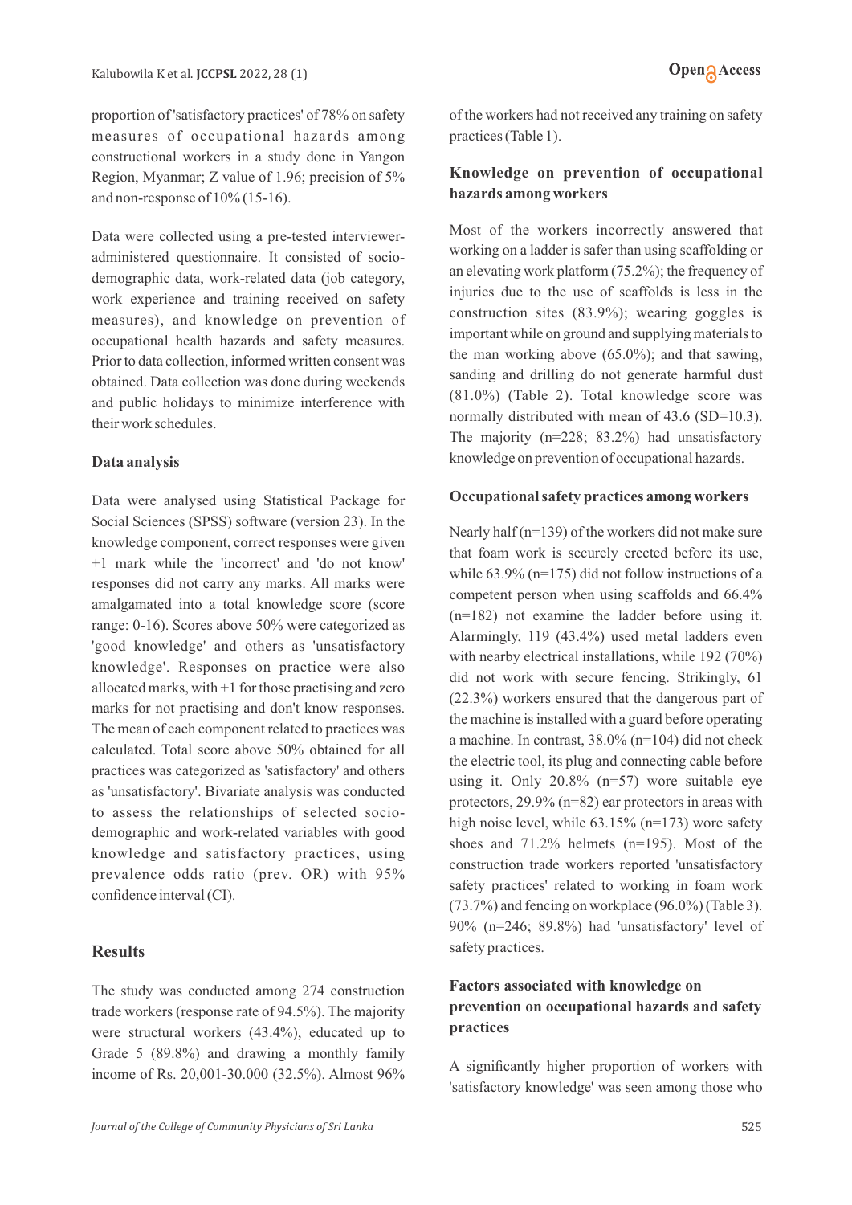proportion of 'satisfactory practices' of 78% on safety measures of occupational hazards among constructional workers in a study done in Yangon Region, Myanmar; Z value of 1.96; precision of 5% and non-response of 10% (15-16).

Data were collected using a pre-tested interviewer-administered questionnaire. It consisted of socio-demographic data, work-related data (job category, work experience and training received on safety measures), and knowledge on prevention of occupational health hazards and safety measures. Prior to data collection, informed written consent was obtained. Data collection was done during weekends and public holidays to minimize interference with their work schedules.

### Data analysis

Data were analysed using Statistical Package for Social Sciences (SPSS) software (version 23). In the knowledge component, correct responses were given +1 mark while the 'incorrect' and 'do not know' responses did not carry any marks. All marks were amalgamated into a total knowledge score (score range: 0-16). Scores above 50% were categorized as 'good knowledge' and others as 'unsatisfactory knowledge'. Responses on practice were also allocated marks, with +1 for those practising and zero marks for not practising and don't know responses. The mean of each component related to practices was calculated. Total score above 50% obtained for all practices was categorized as 'satisfactory' and others as 'unsatisfactory'. Bivariate analysis was conducted to assess the relationships of selected socio-demographic and work-related variables with good knowledge and satisfactory practices, using prevalence odds ratio (prev. OR) with 95% confidence interval (CI).

## Results

The study was conducted among 274 construction trade workers (response rate of 94.5%). The majority were structural workers (43.4%), educated up to Grade 5 (89.8%) and drawing a monthly family income of Rs. 20,001-30.000 (32.5%). Almost 96% of the workers had not received any training on safety practices (Table 1).

### Knowledge on prevention of occupational hazards among workers

Most of the workers incorrectly answered that working on a ladder is safer than using scaffolding or an elevating work platform (75.2%); the frequency of injuries due to the use of scaffolds is less in the construction sites (83.9%); wearing goggles is important while on ground and supplying materials to the man working above (65.0%); and that sawing, sanding and drilling do not generate harmful dust (81.0%) (Table 2). Total knowledge score was normally distributed with mean of 43.6 (SD=10.3). The majority (n=228; 83.2%) had unsatisfactory knowledge on prevention of occupational hazards.

### Occupational safety practices among workers

Nearly half (n=139) of the workers did not make sure that foam work is securely erected before its use, while 63.9% (n=175) did not follow instructions of a competent person when using scaffolds and 66.4% (n=182) not examine the ladder before using it. Alarmingly, 119 (43.4%) used metal ladders even with nearby electrical installations, while 192 (70%) did not work with secure fencing. Strikingly, 61 (22.3%) workers ensured that the dangerous part of the machine is installed with a guard before operating a machine. In contrast, 38.0% (n=104) did not check the electric tool, its plug and connecting cable before using it. Only 20.8% (n=57) wore suitable eye protectors, 29.9% (n=82) ear protectors in areas with high noise level, while 63.15% (n=173) wore safety shoes and 71.2% helmets (n=195). Most of the construction trade workers reported 'unsatisfactory safety practices' related to working in foam work (73.7%) and fencing on workplace (96.0%) (Table 3). 90% (n=246; 89.8%) had 'unsatisfactory' level of safety practices.

### Factors associated with knowledge on prevention on occupational hazards and safety practices

A significantly higher proportion of workers with 'satisfactory knowledge' was seen among those who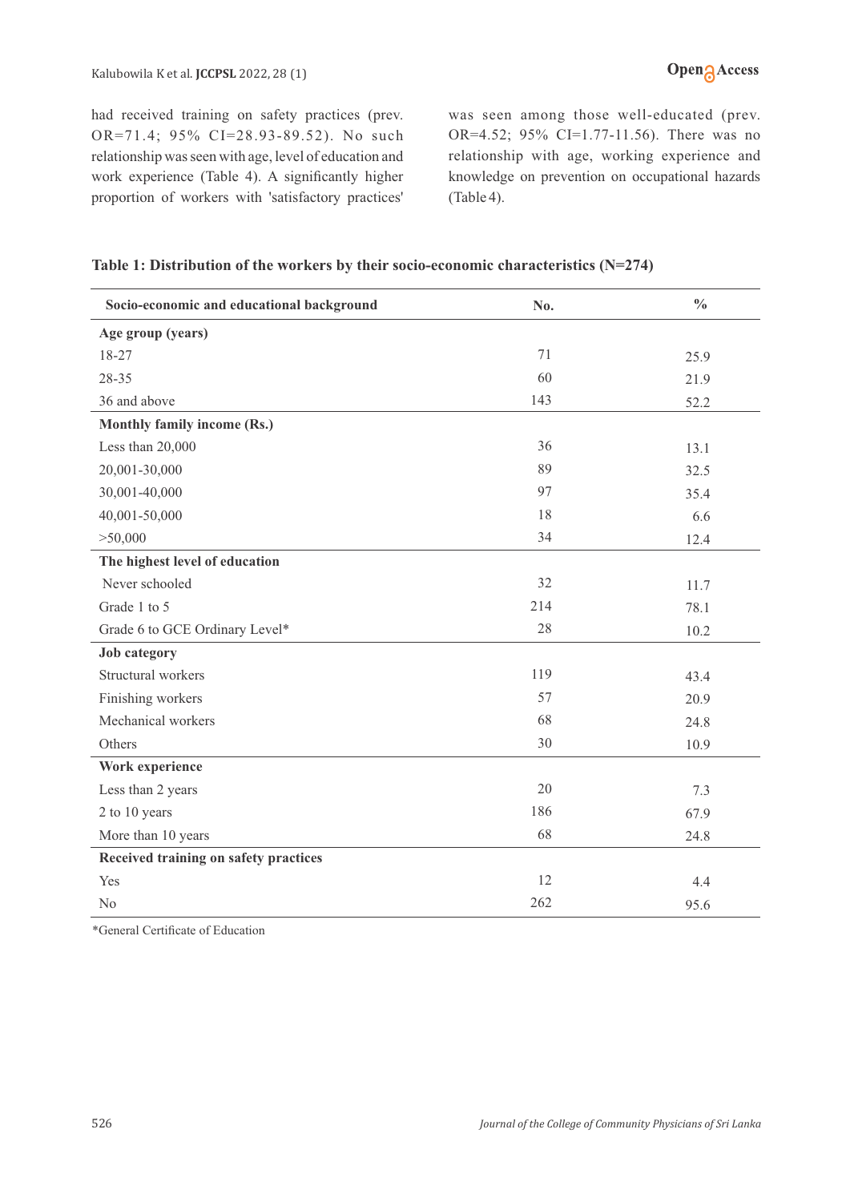had received training on safety practices (prev. OR=71.4; 95% CI=28.93-89.52). No such relationship was seen with age, level of education and work experience (Table 4). A significantly higher proportion of workers with 'satisfactory practices' was seen among those well-educated (prev. OR=4.52; 95% CI=1.77-11.56). There was no relationship with age, working experience and knowledge on prevention on occupational hazards (Table 4).

**Table 1: Distribution of the workers by their socio-economic characteristics (N=274)**

| Socio-economic and educational background | No. | % |
|---|---|---|
| **Age group (years)** | | |
| 18-27 | 71 | 25.9 |
| 28-35 | 60 | 21.9 |
| 36 and above | 143 | 52.2 |
| **Monthly family income (Rs.)** | | |
| Less than 20,000 | 36 | 13.1 |
| 20,001-30,000 | 89 | 32.5 |
| 30,001-40,000 | 97 | 35.4 |
| 40,001-50,000 | 18 | 6.6 |
| >50,000 | 34 | 12.4 |
| **The highest level of education** | | |
| Never schooled | 32 | 11.7 |
| Grade 1 to 5 | 214 | 78.1 |
| Grade 6 to GCE Ordinary Level* | 28 | 10.2 |
| **Job category** | | |
| Structural workers | 119 | 43.4 |
| Finishing workers | 57 | 20.9 |
| Mechanical workers | 68 | 24.8 |
| Others | 30 | 10.9 |
| **Work experience** | | |
| Less than 2 years | 20 | 7.3 |
| 2 to 10 years | 186 | 67.9 |
| More than 10 years | 68 | 24.8 |
| **Received training on safety practices** | | |
| Yes | 12 | 4.4 |
| No | 262 | 95.6 |

*General Certificate of Education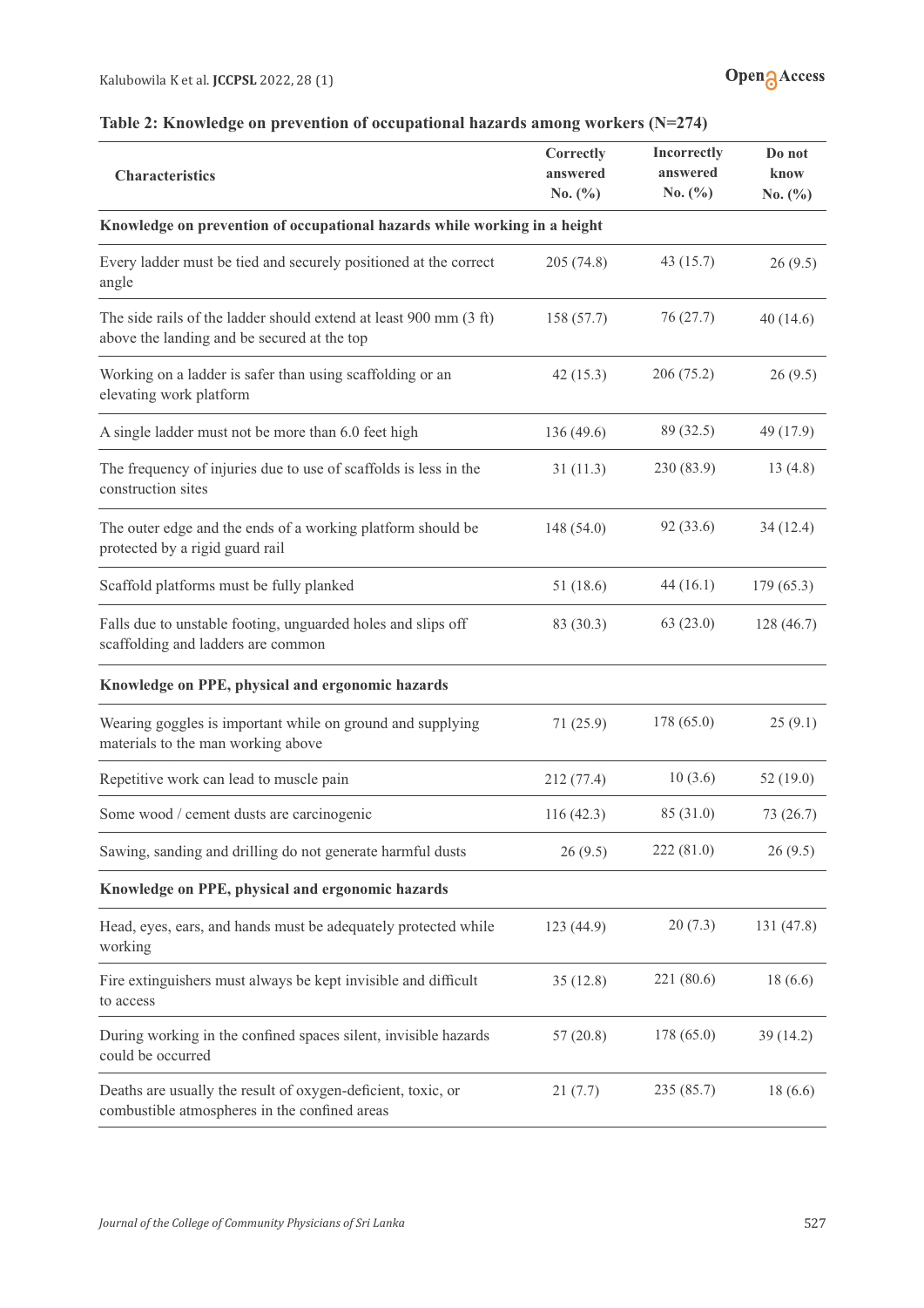**Table 2: Knowledge on prevention of occupational hazards among workers (N=274)**

| Characteristics | Correctly answered No. (%) | Incorrectly answered No. (%) | Do not know No. (%) |
|---|---|---|---|
| **Knowledge on prevention of occupational hazards while working in a height** | | | |
| Every ladder must be tied and securely positioned at the correct angle | 205 (74.8) | 43 (15.7) | 26 (9.5) |
| The side rails of the ladder should extend at least 900 mm (3 ft) above the landing and be secured at the top | 158 (57.7) | 76 (27.7) | 40 (14.6) |
| Working on a ladder is safer than using scaffolding or an elevating work platform | 42 (15.3) | 206 (75.2) | 26 (9.5) |
| A single ladder must not be more than 6.0 feet high | 136 (49.6) | 89 (32.5) | 49 (17.9) |
| The frequency of injuries due to use of scaffolds is less in the construction sites | 31 (11.3) | 230 (83.9) | 13 (4.8) |
| The outer edge and the ends of a working platform should be protected by a rigid guard rail | 148 (54.0) | 92 (33.6) | 34 (12.4) |
| Scaffold platforms must be fully planked | 51 (18.6) | 44 (16.1) | 179 (65.3) |
| Falls due to unstable footing, unguarded holes and slips off scaffolding and ladders are common | 83 (30.3) | 63 (23.0) | 128 (46.7) |
| **Knowledge on PPE, physical and ergonomic hazards** | | | |
| Wearing goggles is important while on ground and supplying materials to the man working above | 71 (25.9) | 178 (65.0) | 25 (9.1) |
| Repetitive work can lead to muscle pain | 212 (77.4) | 10 (3.6) | 52 (19.0) |
| Some wood / cement dusts are carcinogenic | 116 (42.3) | 85 (31.0) | 73 (26.7) |
| Sawing, sanding and drilling do not generate harmful dusts | 26 (9.5) | 222 (81.0) | 26 (9.5) |
| **Knowledge on PPE, physical and ergonomic hazards** | | | |
| Head, eyes, ears, and hands must be adequately protected while working | 123 (44.9) | 20 (7.3) | 131 (47.8) |
| Fire extinguishers must always be kept invisible and difficult to access | 35 (12.8) | 221 (80.6) | 18 (6.6) |
| During working in the confined spaces silent, invisible hazards could be occurred | 57 (20.8) | 178 (65.0) | 39 (14.2) |
| Deaths are usually the result of oxygen-deficient, toxic, or combustible atmospheres in the confined areas | 21 (7.7) | 235 (85.7) | 18 (6.6) |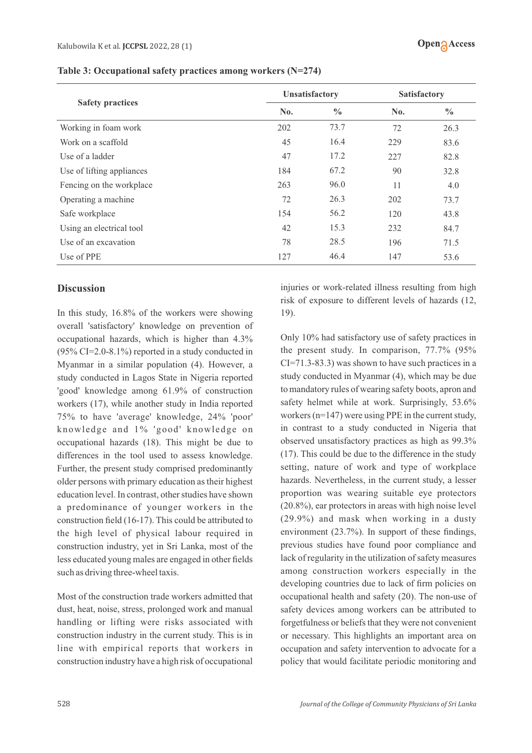**Table 3: Occupational safety practices among workers (N=274)**

| Safety practices | Unsatisfactory | | Satisfactory | |
|---|---|---|---|---|
| | No. | % | No. | % |
| Working in foam work | 202 | 73.7 | 72 | 26.3 |
| Work on a scaffold | 45 | 16.4 | 229 | 83.6 |
| Use of a ladder | 47 | 17.2 | 227 | 82.8 |
| Use of lifting appliances | 184 | 67.2 | 90 | 32.8 |
| Fencing on the workplace | 263 | 96.0 | 11 | 4.0 |
| Operating a machine | 72 | 26.3 | 202 | 73.7 |
| Safe workplace | 154 | 56.2 | 120 | 43.8 |
| Using an electrical tool | 42 | 15.3 | 232 | 84.7 |
| Use of an excavation | 78 | 28.5 | 196 | 71.5 |
| Use of PPE | 127 | 46.4 | 147 | 53.6 |

## Discussion

In this study, 16.8% of the workers were showing overall 'satisfactory' knowledge on prevention of occupational hazards, which is higher than 4.3% (95% CI=2.0-8.1%) reported in a study conducted in Myanmar in a similar population (4). However, a study conducted in Lagos State in Nigeria reported 'good' knowledge among 61.9% of construction workers (17), while another study in India reported 75% to have 'average' knowledge, 24% 'poor' knowledge and 1% 'good' knowledge on occupational hazards (18). This might be due to differences in the tool used to assess knowledge. Further, the present study comprised predominantly older persons with primary education as their highest education level. In contrast, other studies have shown a predominance of younger workers in the construction field (16-17). This could be attributed to the high level of physical labour required in construction industry, yet in Sri Lanka, most of the less educated young males are engaged in other fields such as driving three-wheel taxis.

Most of the construction trade workers admitted that dust, heat, noise, stress, prolonged work and manual handling or lifting were risks associated with construction industry in the current study. This is in line with empirical reports that workers in construction industry have a high risk of occupational injuries or work-related illness resulting from high risk of exposure to different levels of hazards (12, 19).

Only 10% had satisfactory use of safety practices in the present study. In comparison, 77.7% (95% CI=71.3-83.3) was shown to have such practices in a study conducted in Myanmar (4), which may be due to mandatory rules of wearing safety boots, apron and safety helmet while at work. Surprisingly, 53.6% workers (n=147) were using PPE in the current study, in contrast to a study conducted in Nigeria that observed unsatisfactory practices as high as 99.3% (17). This could be due to the difference in the study setting, nature of work and type of workplace hazards. Nevertheless, in the current study, a lesser proportion was wearing suitable eye protectors (20.8%), ear protectors in areas with high noise level (29.9%) and mask when working in a dusty environment (23.7%). In support of these findings, previous studies have found poor compliance and lack of regularity in the utilization of safety measures among construction workers especially in the developing countries due to lack of firm policies on occupational health and safety (20). The non-use of safety devices among workers can be attributed to forgetfulness or beliefs that they were not convenient or necessary. This highlights an important area on occupation and safety intervention to advocate for a policy that would facilitate periodic monitoring and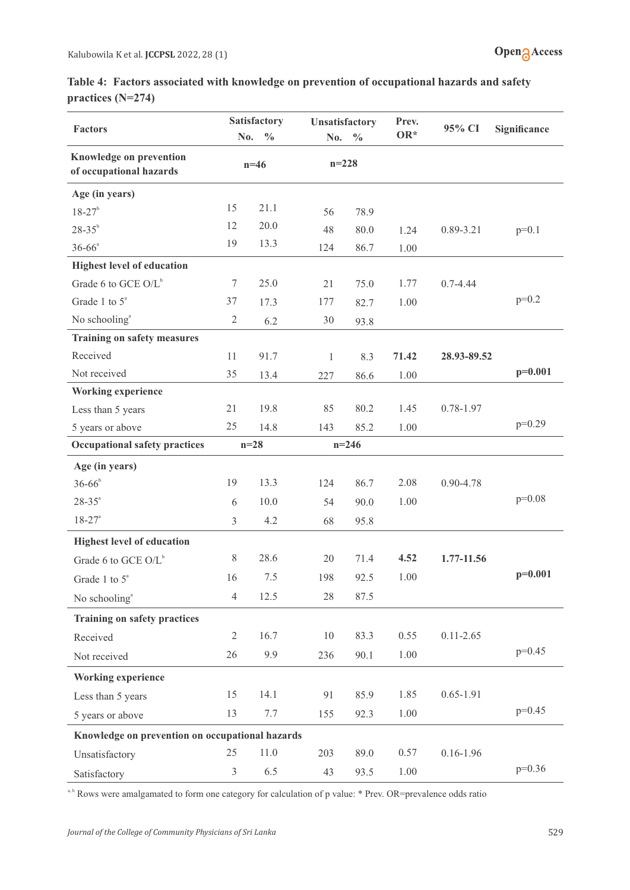**Table 4: Factors associated with knowledge on prevention of occupational hazards and safety practices (N=274)**

| Factors | Satisfactory No. | Satisfactory % | Unsatisfactory No. | Unsatisfactory % | Prev. OR* | 95% CI | Significance |
|---|---|---|---|---|---|---|---|
| **Knowledge on prevention of occupational hazards** | n=46 | | n=228 | | | | |
| **Age (in years)** | | | | | | | |
| 18-27[b] | 15 | 21.1 | 56 | 78.9 | | | |
| 28-35[b] | 12 | 20.0 | 48 | 80.0 | 1.24 | 0.89-3.21 | p=0.1 |
| 36-66[a] | 19 | 13.3 | 124 | 86.7 | 1.00 | | |
| **Highest level of education** | | | | | | | |
| Grade 6 to GCE O/L[b] | 7 | 25.0 | 21 | 75.0 | 1.77 | 0.7-4.44 | |
| Grade 1 to 5[a] | 37 | 17.3 | 177 | 82.7 | 1.00 | | p=0.2 |
| No schooling[a] | 2 | 6.2 | 30 | 93.8 | | | |
| **Training on safety measures** | | | | | | | |
| Received | 11 | 91.7 | 1 | 8.3 | **71.42** | **28.93-89.52** | |
| Not received | 35 | 13.4 | 227 | 86.6 | 1.00 | | **p=0.001** |
| **Working experience** | | | | | | | |
| Less than 5 years | 21 | 19.8 | 85 | 80.2 | 1.45 | 0.78-1.97 | |
| 5 years or above | 25 | 14.8 | 143 | 85.2 | 1.00 | | p=0.29 |
| **Occupational safety practices** | n=28 | | n=246 | | | | |
| **Age (in years)** | | | | | | | |
| 36-66[b] | 19 | 13.3 | 124 | 86.7 | 2.08 | 0.90-4.78 | |
| 28-35[a] | 6 | 10.0 | 54 | 90.0 | 1.00 | | p=0.08 |
| 18-27[a] | 3 | 4.2 | 68 | 95.8 | | | |
| **Highest level of education** | | | | | | | |
| Grade 6 to GCE O/L[b] | 8 | 28.6 | 20 | 71.4 | **4.52** | **1.77-11.56** | |
| Grade 1 to 5[a] | 16 | 7.5 | 198 | 92.5 | 1.00 | | **p=0.001** |
| No schooling[a] | 4 | 12.5 | 28 | 87.5 | | | |
| **Training on safety practices** | | | | | | | |
| Received | 2 | 16.7 | 10 | 83.3 | 0.55 | 0.11-2.65 | |
| Not received | 26 | 9.9 | 236 | 90.1 | 1.00 | | p=0.45 |
| **Working experience** | | | | | | | |
| Less than 5 years | 15 | 14.1 | 91 | 85.9 | 1.85 | 0.65-1.91 | |
| 5 years or above | 13 | 7.7 | 155 | 92.3 | 1.00 | | p=0.45 |
| **Knowledge on prevention on occupational hazards** | | | | | | | |
| Unsatisfactory | 25 | 11.0 | 203 | 89.0 | 0.57 | 0.16-1.96 | |
| Satisfactory | 3 | 6.5 | 43 | 93.5 | 1.00 | | p=0.36 |

[a, b] Rows were amalgamated to form one category for calculation of p value: * Prev. OR=prevalence odds ratio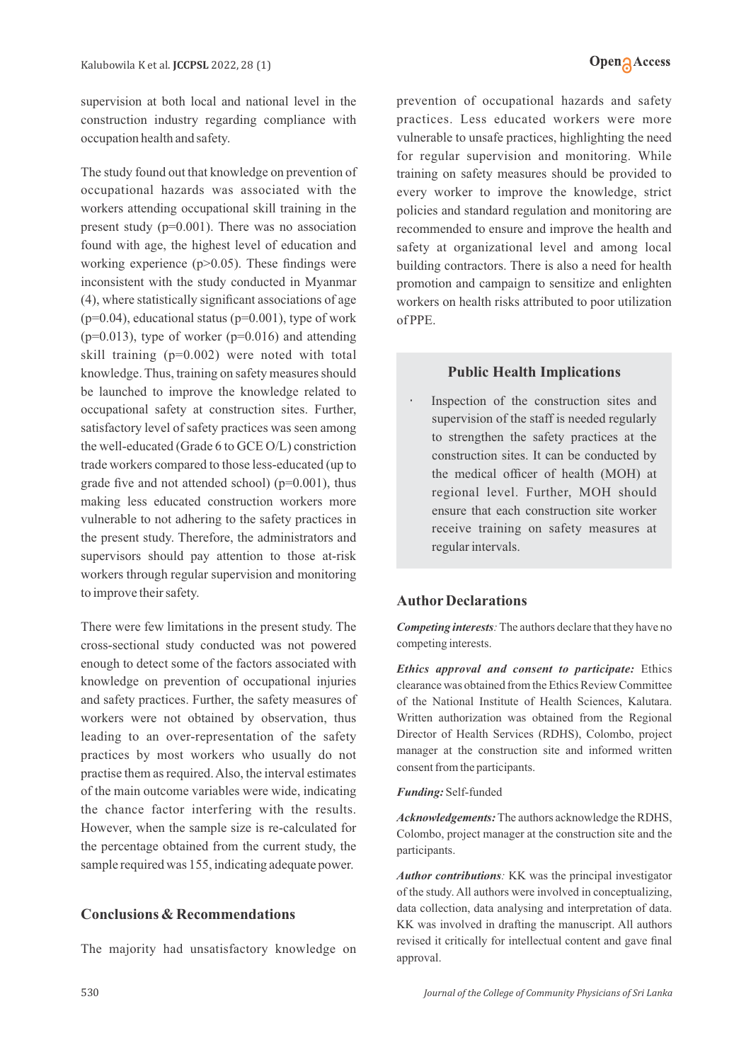supervision at both local and national level in the construction industry regarding compliance with occupation health and safety.

The study found out that knowledge on prevention of occupational hazards was associated with the workers attending occupational skill training in the present study ($p=0.001$). There was no association found with age, the highest level of education and working experience ($p>0.05$). These findings were inconsistent with the study conducted in Myanmar (4), where statistically significant associations of age ($p=0.04$), educational status ($p=0.001$), type of work ($p=0.013$), type of worker ($p=0.016$) and attending skill training ($p=0.002$) were noted with total knowledge. Thus, training on safety measures should be launched to improve the knowledge related to occupational safety at construction sites. Further, satisfactory level of safety practices was seen among the well-educated (Grade 6 to GCE O/L) constriction trade workers compared to those less-educated (up to grade five and not attended school) ($p=0.001$), thus making less educated construction workers more vulnerable to not adhering to the safety practices in the present study. Therefore, the administrators and supervisors should pay attention to those at-risk workers through regular supervision and monitoring to improve their safety.

There were few limitations in the present study. The cross-sectional study conducted was not powered enough to detect some of the factors associated with knowledge on prevention of occupational injuries and safety practices. Further, the safety measures of workers were not obtained by observation, thus leading to an over-representation of the safety practices by most workers who usually do not practise them as required. Also, the interval estimates of the main outcome variables were wide, indicating the chance factor interfering with the results. However, when the sample size is re-calculated for the percentage obtained from the current study, the sample required was 155, indicating adequate power.

## Conclusions & Recommendations

The majority had unsatisfactory knowledge on prevention of occupational hazards and safety practices. Less educated workers were more vulnerable to unsafe practices, highlighting the need for regular supervision and monitoring. While training on safety measures should be provided to every worker to improve the knowledge, strict policies and standard regulation and monitoring are recommended to ensure and improve the health and safety at organizational level and among local building contractors. There is also a need for health promotion and campaign to sensitize and enlighten workers on health risks attributed to poor utilization of PPE.

### Public Health Implications

- Inspection of the construction sites and supervision of the staff is needed regularly to strengthen the safety practices at the construction sites. It can be conducted by the medical officer of health (MOH) at regional level. Further, MOH should ensure that each construction site worker receive training on safety measures at regular intervals.

## Author Declarations

***Competing interests**:* The authors declare that they have no competing interests.

***Ethics approval and consent to participate:*** Ethics clearance was obtained from the Ethics Review Committee of the National Institute of Health Sciences, Kalutara. Written authorization was obtained from the Regional Director of Health Services (RDHS), Colombo, project manager at the construction site and informed written consent from the participants.

***Funding:*** Self-funded

***Acknowledgements:*** The authors acknowledge the RDHS, Colombo, project manager at the construction site and the participants.

***Author contributions**:* KK was the principal investigator of the study. All authors were involved in conceptualizing, data collection, data analysing and interpretation of data. KK was involved in drafting the manuscript. All authors revised it critically for intellectual content and gave final approval.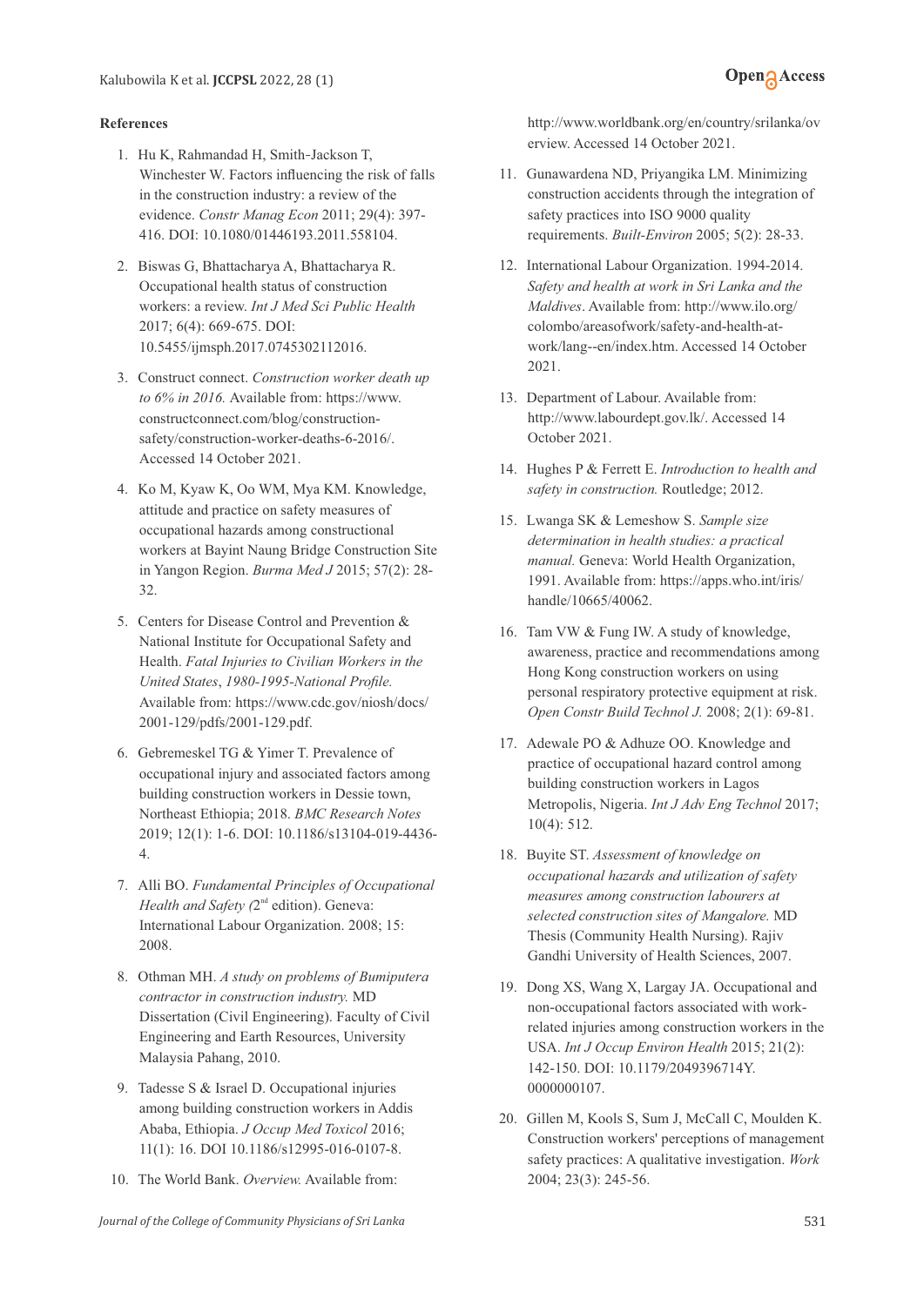## References

1. Hu K, Rahmandad H, Smith-Jackson T, Winchester W. Factors influencing the risk of falls in the construction industry: a review of the evidence. *Constr Manag Econ* 2011; 29(4): 397-416. DOI: 10.1080/01446193.2011.558104.

2. Biswas G, Bhattacharya A, Bhattacharya R. Occupational health status of construction workers: a review. *Int J Med Sci Public Health* 2017; 6(4): 669-675. DOI: 10.5455/ijmsph.2017.0745302112016.

3. Construct connect. *Construction worker death up to 6% in 2016.* Available from: https://www.constructconnect.com/blog/construction-safety/construction-worker-deaths-6-2016/. Accessed 14 October 2021.

4. Ko M, Kyaw K, Oo WM, Mya KM. Knowledge, attitude and practice on safety measures of occupational hazards among constructional workers at Bayint Naung Bridge Construction Site in Yangon Region. *Burma Med J* 2015; 57(2): 28-32.

5. Centers for Disease Control and Prevention & National Institute for Occupational Safety and Health. *Fatal Injuries to Civilian Workers in the United States*, *1980-1995-National Profile.* Available from: https://www.cdc.gov/niosh/docs/2001-129/pdfs/2001-129.pdf.

6. Gebremeskel TG & Yimer T. Prevalence of occupational injury and associated factors among building construction workers in Dessie town, Northeast Ethiopia; 2018. *BMC Research Notes* 2019; 12(1): 1-6. DOI: 10.1186/s13104-019-4436-4.

7. Alli BO. *Fundamental Principles of Occupational Health and Safety (*2nd edition). Geneva: International Labour Organization. 2008; 15: 2008.

8. Othman MH. *A study on problems of Bumiputera contractor in construction industry.* MD Dissertation (Civil Engineering). Faculty of Civil Engineering and Earth Resources, University Malaysia Pahang, 2010.

9. Tadesse S & Israel D. Occupational injuries among building construction workers in Addis Ababa, Ethiopia. *J Occup Med Toxicol* 2016; 11(1): 16. DOI 10.1186/s12995-016-0107-8.

10. The World Bank. *Overview.* Available from: http://www.worldbank.org/en/country/srilanka/overview. Accessed 14 October 2021.

11. Gunawardena ND, Priyangika LM. Minimizing construction accidents through the integration of safety practices into ISO 9000 quality requirements. *Built-Environ* 2005; 5(2): 28-33.

12. International Labour Organization. 1994-2014. *Safety and health at work in Sri Lanka and the Maldives*. Available from: http://www.ilo.org/colombo/areasofwork/safety-and-health-at-work/lang--en/index.htm. Accessed 14 October 2021.

13. Department of Labour. Available from: http://www.labourdept.gov.lk/. Accessed 14 October 2021.

14. Hughes P & Ferrett E. *Introduction to health and safety in construction.* Routledge; 2012.

15. Lwanga SK & Lemeshow S. *Sample size determination in health studies: a practical manual.* Geneva: World Health Organization, 1991. Available from: https://apps.who.int/iris/handle/10665/40062.

16. Tam VW & Fung IW. A study of knowledge, awareness, practice and recommendations among Hong Kong construction workers on using personal respiratory protective equipment at risk. *Open Constr Build Technol J.* 2008; 2(1): 69-81.

17. Adewale PO & Adhuze OO. Knowledge and practice of occupational hazard control among building construction workers in Lagos Metropolis, Nigeria. *Int J Adv Eng Technol* 2017; 10(4): 512.

18. Buyite ST. *Assessment of knowledge on occupational hazards and utilization of safety measures among construction labourers at selected construction sites of Mangalore.* MD Thesis (Community Health Nursing). Rajiv Gandhi University of Health Sciences, 2007.

19. Dong XS, Wang X, Largay JA. Occupational and non-occupational factors associated with work-related injuries among construction workers in the USA. *Int J Occup Environ Health* 2015; 21(2): 142-150. DOI: 10.1179/2049396714Y.0000000107.

20. Gillen M, Kools S, Sum J, McCall C, Moulden K. Construction workers' perceptions of management safety practices: A qualitative investigation. *Work* 2004; 23(3): 245-56.